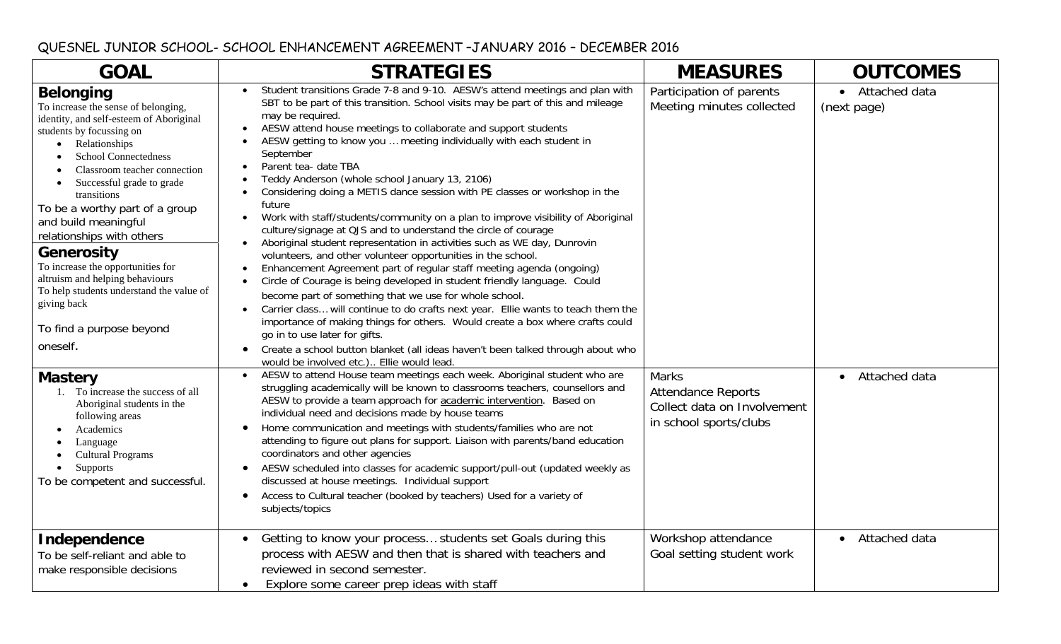QUESNEL JUNIOR SCHOOL- SCHOOL ENHANCEMENT AGREEMENT –JANUARY 2016 – DECEMBER 2016

| GOAL | STRATEGIES | MEASURES | OUTCOMES |
|---|---|---|---|
| **Belonging**<br>To increase the sense of belonging, identity, and self-esteem of Aboriginal students by focussing on<br>• Relationships<br>• School Connectedness<br>• Classroom teacher connection<br>• Successful grade to grade transitions<br>To be a worthy part of a group and build meaningful relationships with others<br>**Generosity**<br>To increase the opportunities for altruism and helping behaviours<br>To help students understand the value of giving back<br><br>To find a purpose beyond oneself. | • Student transitions Grade 7-8 and 9-10. AESW's attend meetings and plan with SBT to be part of this transition. School visits may be part of this and mileage may be required.<br>• AESW attend house meetings to collaborate and support students<br>• AESW getting to know you ... meeting individually with each student in September<br>• Parent tea- date TBA<br>• Teddy Anderson (whole school January 13, 2106)<br>• Considering doing a METIS dance session with PE classes or workshop in the future<br>• Work with staff/students/community on a plan to improve visibility of Aboriginal culture/signage at QJS and to understand the circle of courage<br>• Aboriginal student representation in activities such as WE day, Dunrovin volunteers, and other volunteer opportunities in the school.<br>• Enhancement Agreement part of regular staff meeting agenda (ongoing)<br>• Circle of Courage is being developed in student friendly language. Could become part of something that we use for whole school.<br>• Carrier class... will continue to do crafts next year. Ellie wants to teach them the importance of making things for others. Would create a box where crafts could go in to use later for gifts.<br>• Create a school button blanket (all ideas haven't been talked through about who would be involved etc.).. Ellie would lead. | Participation of parents<br>Meeting minutes collected | • Attached data<br>(next page) |
| **Mastery**<br>1. To increase the success of all Aboriginal students in the following areas<br>• Academics<br>• Language<br>• Cultural Programs<br>• Supports<br>To be competent and successful. | • AESW to attend House team meetings each week. Aboriginal student who are struggling academically will be known to classrooms teachers, counsellors and AESW to provide a team approach for academic intervention. Based on individual need and decisions made by house teams<br>• Home communication and meetings with students/families who are not attending to figure out plans for support. Liaison with parents/band education coordinators and other agencies<br>• AESW scheduled into classes for academic support/pull-out (updated weekly as discussed at house meetings. Individual support<br>• Access to Cultural teacher (booked by teachers) Used for a variety of subjects/topics | Marks<br>Attendance Reports<br>Collect data on Involvement in school sports/clubs | • Attached data |
| **Independence**<br>To be self-reliant and able to make responsible decisions | • Getting to know your process... students set Goals during this process with AESW and then that is shared with teachers and reviewed in second semester.<br>• Explore some career prep ideas with staff | Workshop attendance<br>Goal setting student work | • Attached data |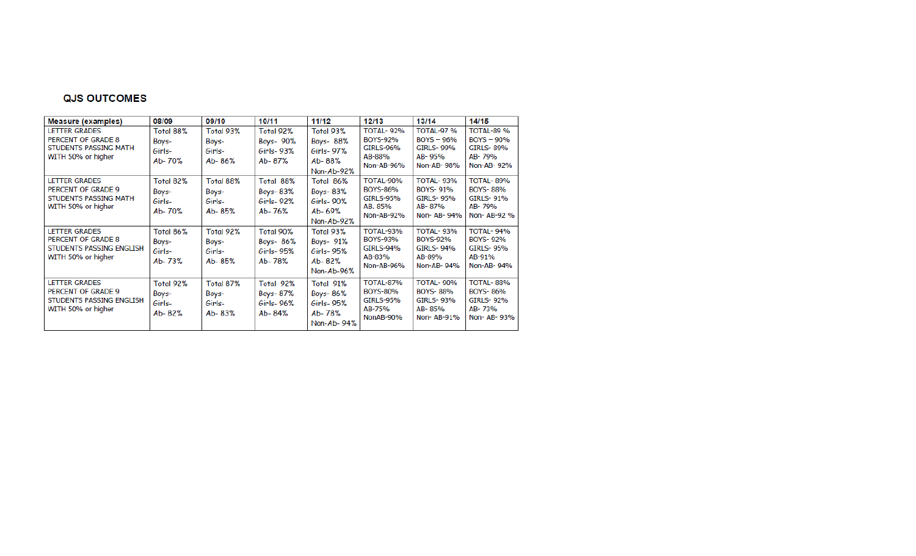**QJS OUTCOMES**

| Measure (examples) | 08/09 | 09/10 | 10/11 | 11/12 | 12/13 | 13/14 | 14/15 |
|---|---|---|---|---|---|---|---|
| LETTER GRADES<br>PERCENT OF GRADE 8 STUDENTS PASSING MATH WITH 50% or higher | Total 88%<br>Boys-<br>Girls-<br>Ab- 70% | Total 93%<br>Boys-<br>Girls-<br>Ab- 86% | Total 92%<br>Boys- 90%<br>Girls- 93%<br>Ab- 87% | Total 93%<br>Boys – 88%<br>Girls- 97%<br>Ab- 88%<br>Non-Ab-92% | TOTAL- 92%<br>BOYS-92%<br>GIRLS-96%<br>AB-88%<br>Non-AB-96% | TOTAL-97 %<br>BOYS – 96%<br>GIRLS- 99%<br>AB- 95%<br>Non-AB- 98% | TOTAL-89 %<br>BOYS – 90%<br>GIRLS- 89%<br>AB- 79%<br>Non-AB- 92% |
| LETTER GRADES<br>PERCENT OF GRADE 9 STUDENTS PASSING MATH WITH 50% or higher | Total 82%<br>Boys-<br>Girls-<br>Ab- 70% | Total 88%<br>Boys-<br>Girls-<br>Ab- 85% | Total 88%<br>Boys- 83%<br>Girls- 92%<br>Ab- 76% | Total 86%<br>Boys- 83%<br>Girls- 90%<br>Ab- 69%<br>Non-Ab-92% | TOTAL-90%<br>BOYS-86%<br>GIRLS-95%<br>AB. 85%<br>Non-AB-92% | TOTAL- 93%<br>BOYS- 91%<br>GIRLS- 95%<br>AB- 87%<br>Non- AB- 94% | TOTAL- 89%<br>BOYS- 88%<br>GIRLS- 91%<br>AB- 79%<br>Non- AB-92 % |
| LETTER GRADES<br>PERCENT OF GRADE 8 STUDENTS PASSING ENGLISH WITH 50% or higher | Total 86%<br>Boys-<br>Girls-<br>Ab- 73% | Total 92%<br>Boys-<br>Girls-<br>Ab- 85% | Total 90%<br>Boys- 86%<br>Girls- 95%<br>Ab- 78% | Total 93%<br>Boys- 91%<br>Girls- 95%<br>Ab- 82%<br>Non-Ab-96% | TOTAL-93%<br>BOYS-93%<br>GIRLS-94%<br>AB-83%<br>Non-AB-96% | TOTAL- 93%<br>BOYS-92%<br>GIRLS- 94%<br>AB-89%<br>Non-AB- 94% | TOTAL- 94%<br>BOYS- 92%<br>GIRLS- 95%<br>AB-91%<br>Non-AB- 94% |
| LETTER GRADES<br>PERCENT OF GRADE 9 STUDENTS PASSING ENGLISH WITH 50% or higher | Total 92%<br>Boys-<br>Girls-<br>Ab- 82% | Total 87%<br>Boys-<br>Girls-<br>Ab- 83% | Total 92%<br>Boys- 87%<br>Girls- 96%<br>Ab- 84% | Total 91%<br>Boys- 86%<br>Girls- 95%<br>Ab- 78%<br>Non-Ab- 94% | TOTAL-87%<br>BOYS-80%<br>GIRLS-95%<br>AB-75%<br>NonAB-90% | TOTAL- 90%<br>BOYS- 88%<br>GIRLS- 93%<br>AB- 85%<br>Non- AB-91% | TOTAL- 88%<br>BOYS- 86%<br>GIRLS- 92%<br>AB- 73%<br>Non- AB- 93% |